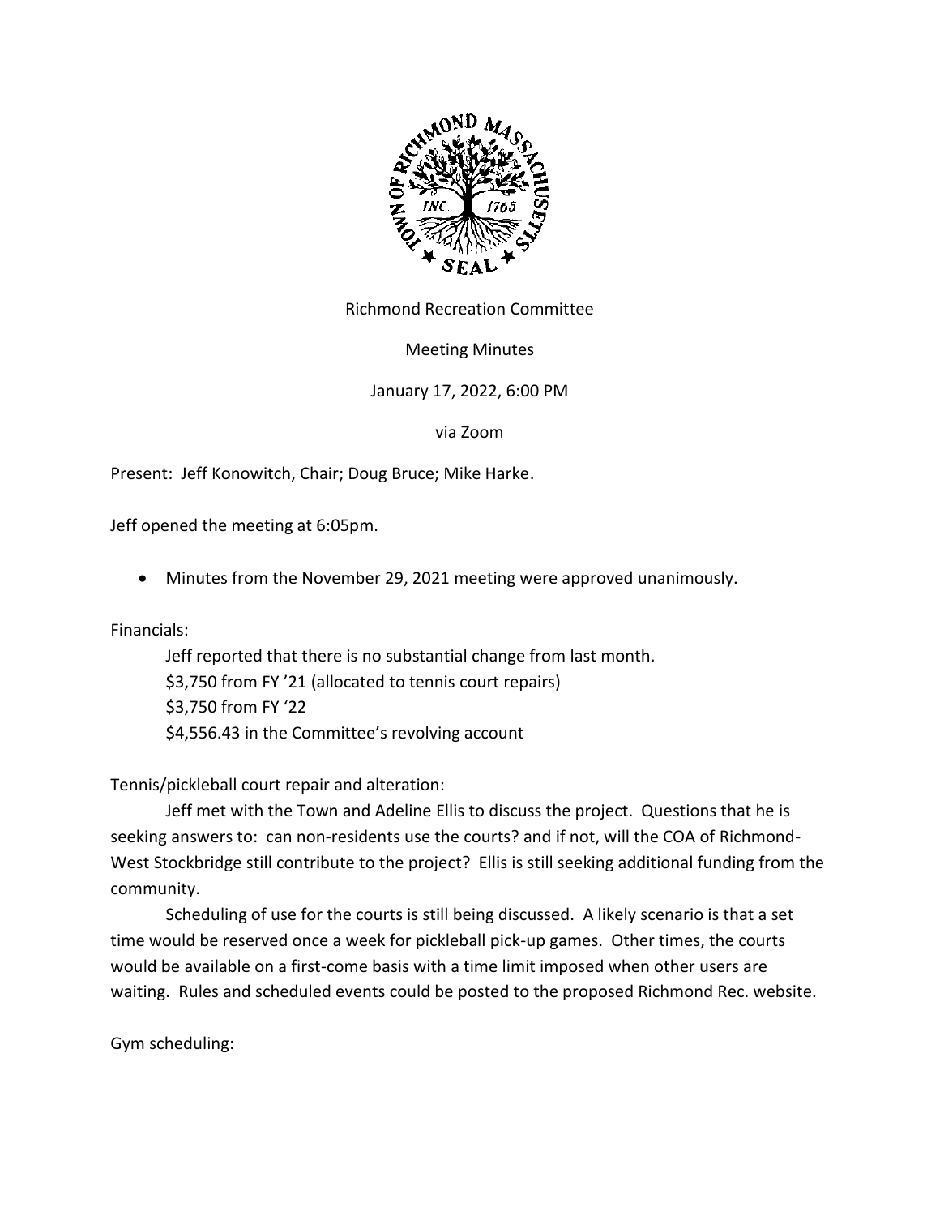Richmond Recreation Committee

Meeting Minutes

January 17, 2022, 6:00 PM

via Zoom

Present: Jeff Konowitch, Chair; Doug Bruce; Mike Harke.

Jeff opened the meeting at 6:05pm.

- Minutes from the November 29, 2021 meeting were approved unanimously.

Financials:

Jeff reported that there is no substantial change from last month.
$3,750 from FY '21 (allocated to tennis court repairs)
$3,750 from FY '22
$4,556.43 in the Committee's revolving account

Tennis/pickleball court repair and alteration:

Jeff met with the Town and Adeline Ellis to discuss the project. Questions that he is seeking answers to: can non-residents use the courts? and if not, will the COA of Richmond-West Stockbridge still contribute to the project? Ellis is still seeking additional funding from the community.

Scheduling of use for the courts is still being discussed. A likely scenario is that a set time would be reserved once a week for pickleball pick-up games. Other times, the courts would be available on a first-come basis with a time limit imposed when other users are waiting. Rules and scheduled events could be posted to the proposed Richmond Rec. website.

Gym scheduling: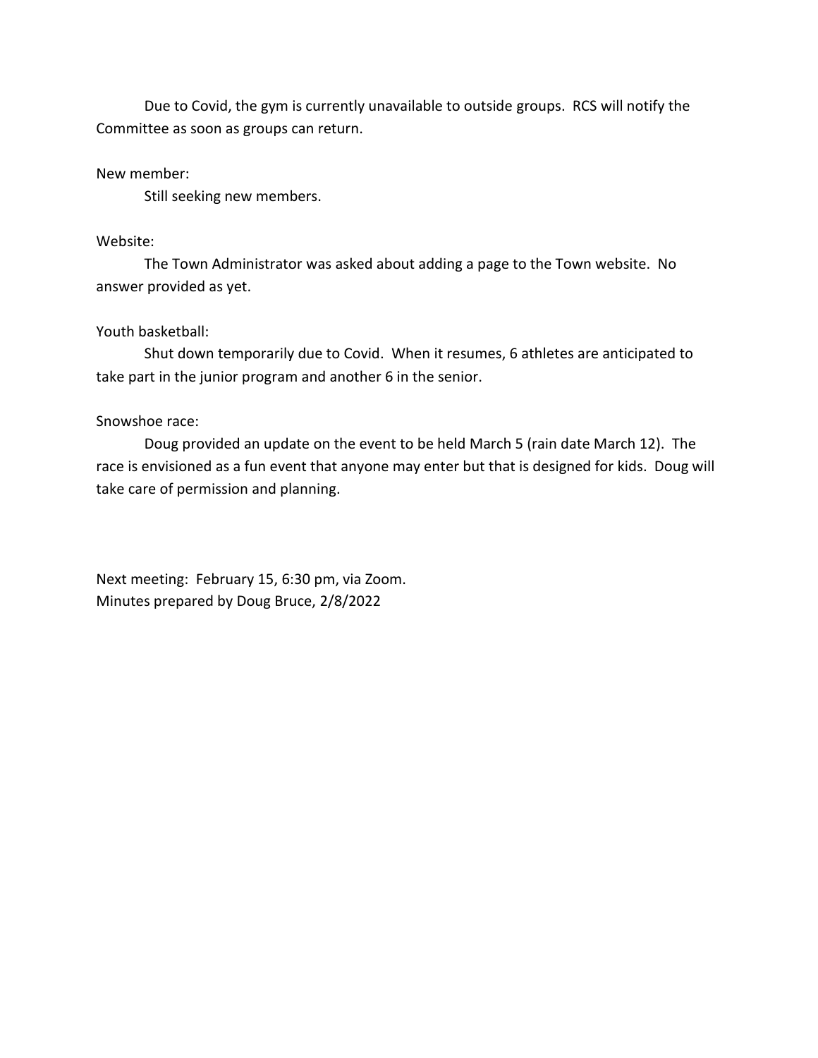Due to Covid, the gym is currently unavailable to outside groups. RCS will notify the Committee as soon as groups can return.

New member:

Still seeking new members.

Website:

The Town Administrator was asked about adding a page to the Town website. No answer provided as yet.

Youth basketball:

Shut down temporarily due to Covid. When it resumes, 6 athletes are anticipated to take part in the junior program and another 6 in the senior.

Snowshoe race:

Doug provided an update on the event to be held March 5 (rain date March 12). The race is envisioned as a fun event that anyone may enter but that is designed for kids. Doug will take care of permission and planning.

Next meeting: February 15, 6:30 pm, via Zoom.
Minutes prepared by Doug Bruce, 2/8/2022